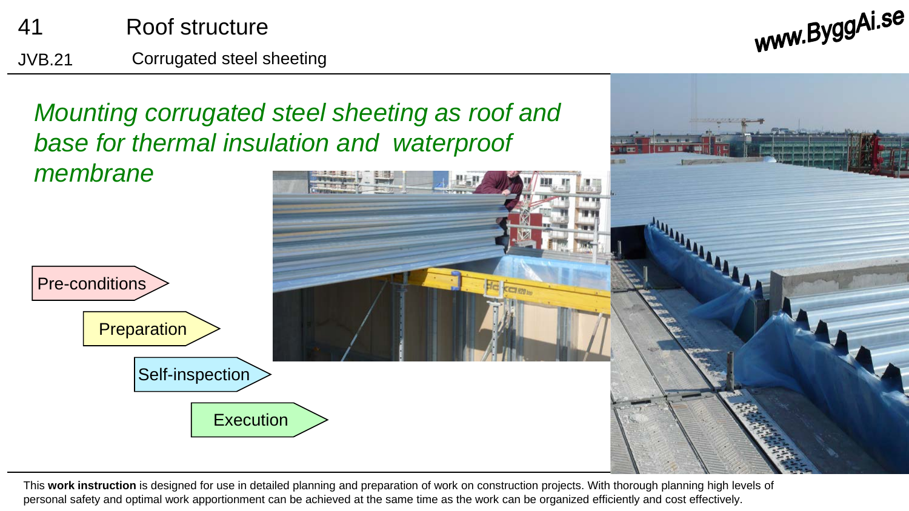41 Roof structure

JVB.21 Corrugated steel sheeting

*Mounting corrugated steel sheeting as roof and base for thermal insulation and waterproof membrane*

Pre-conditions

Preparation

Self-inspection

Execution

This **work instruction** is designed for use in detailed planning and preparation of work on construction projects. With thorough planning high levels of personal safety and optimal work apportionment can be achieved at the same time as the work can be organized efficiently and cost effectively.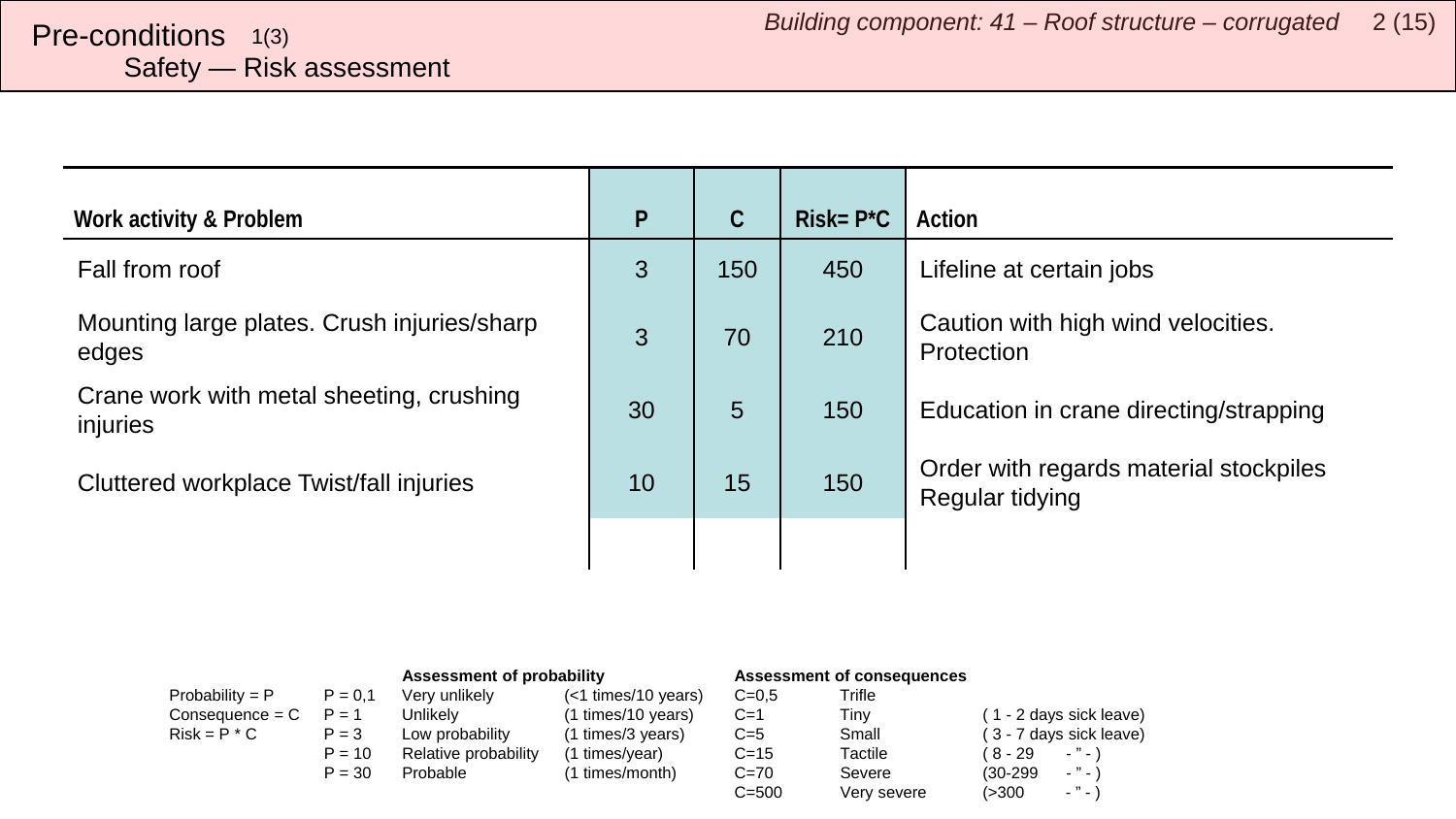# Pre-conditions 1(3)

## Safety — Risk assessment

*Building component: 41 – Roof structure – corrugated*

| Work activity & Problem | P | C | Risk= P*C | Action |
|---|---|---|---|---|
| Fall from roof | 3 | 150 | 450 | Lifeline at certain jobs |
| Mounting large plates. Crush injuries/sharp edges | 3 | 70 | 210 | Caution with high wind velocities. Protection |
| Crane work with metal sheeting, crushing injuries | 30 | 5 | 150 | Education in crane directing/strapping |
| Cluttered workplace Twist/fall injuries | 10 | 15 | 150 | Order with regards material stockpiles Regular tidying |
| | | | | |

| | | Assessment of probability | | Assessment of consequences | | |
|---|---|---|---|---|---|---|
| Probability = P | P = 0,1 | Very unlikely | (<1 times/10 years) | C=0,5 | Trifle | |
| Consequence = C | P = 1 | Unlikely | (1 times/10 years) | C=1 | Tiny | ( 1 - 2 days sick leave) |
| Risk = P * C | P = 3 | Low probability | (1 times/3 years) | C=5 | Small | ( 3 - 7 days sick leave) |
| | P = 10 | Relative probability | (1 times/year) | C=15 | Tactile | ( 8 - 29 - ” - ) |
| | P = 30 | Probable | (1 times/month) | C=70 | Severe | (30-299 - ” - ) |
| | | | | C=500 | Very severe | (>300 - ” - ) |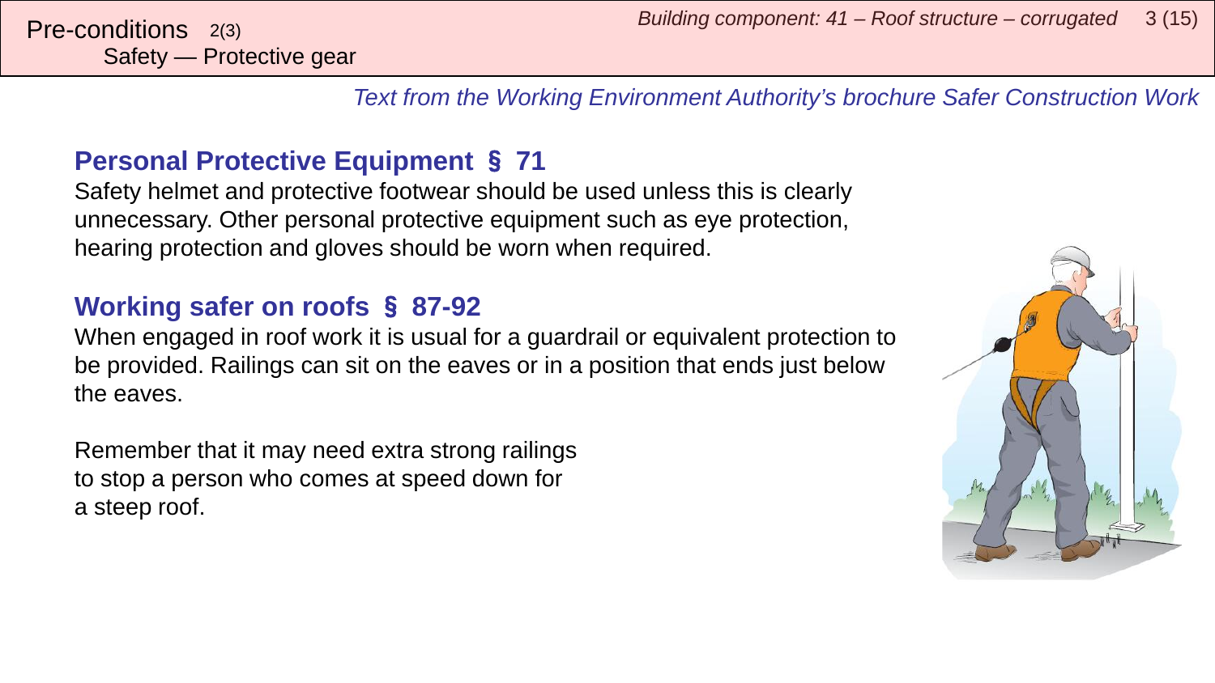Pre-conditions 2(3)
Safety — Protective gear

*Text from the Working Environment Authority's brochure Safer Construction Work*

## Personal Protective Equipment § 71

Safety helmet and protective footwear should be used unless this is clearly unnecessary. Other personal protective equipment such as eye protection, hearing protection and gloves should be worn when required.

## Working safer on roofs § 87-92

When engaged in roof work it is usual for a guardrail or equivalent protection to be provided. Railings can sit on the eaves or in a position that ends just below the eaves.

Remember that it may need extra strong railings to stop a person who comes at speed down for a steep roof.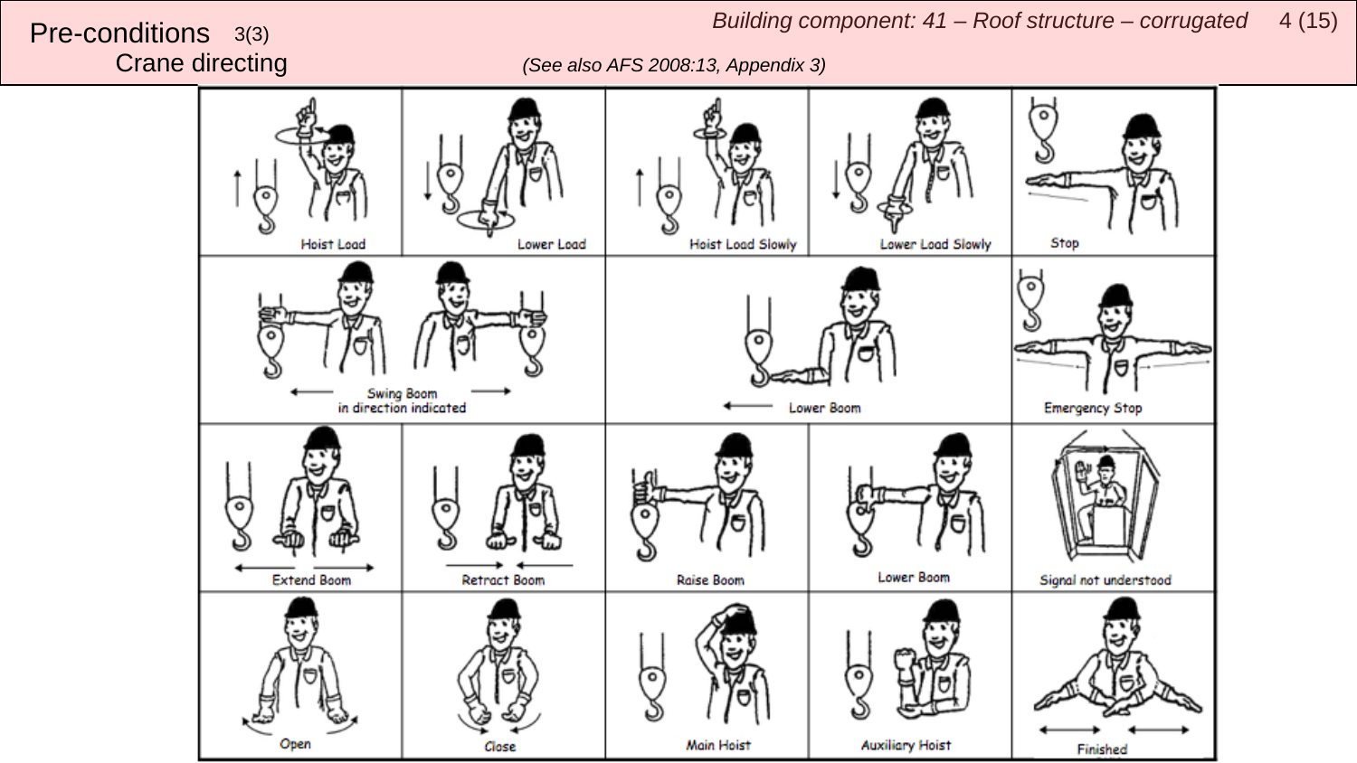# Pre-conditions 3(3)

## Crane directing

*Building component: 41 – Roof structure – corrugated*

*(See also AFS 2008:13, Appendix 3)*

Hoist Load

Lower Load

Hoist Load Slowly

Lower Load Slowly

Stop

Swing Boom in direction indicated

Lower Boom

Emergency Stop

Extend Boom

Retract Boom

Raise Boom

Lower Boom

Signal not understood

Open

Close

Main Hoist

Auxiliary Hoist

Finished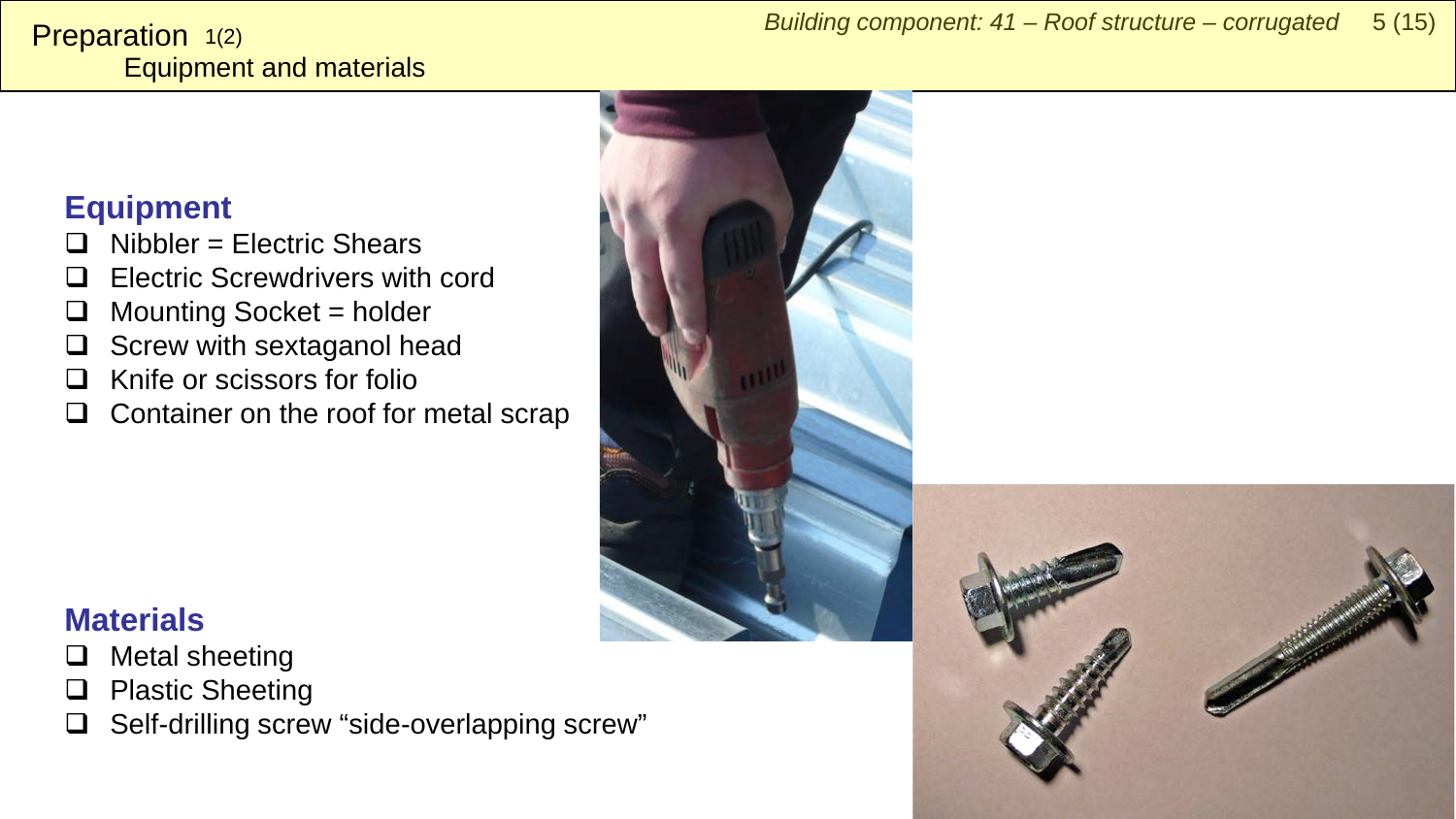# Preparation 1(2)

## Equipment and materials

### Equipment

- ❑ Nibbler = Electric Shears
- ❑ Electric Screwdrivers with cord
- ❑ Mounting Socket = holder
- ❑ Screw with sextaganol head
- ❑ Knife or scissors for folio
- ❑ Container on the roof for metal scrap

### Materials

- ❑ Metal sheeting
- ❑ Plastic Sheeting
- ❑ Self-drilling screw “side-overlapping screw”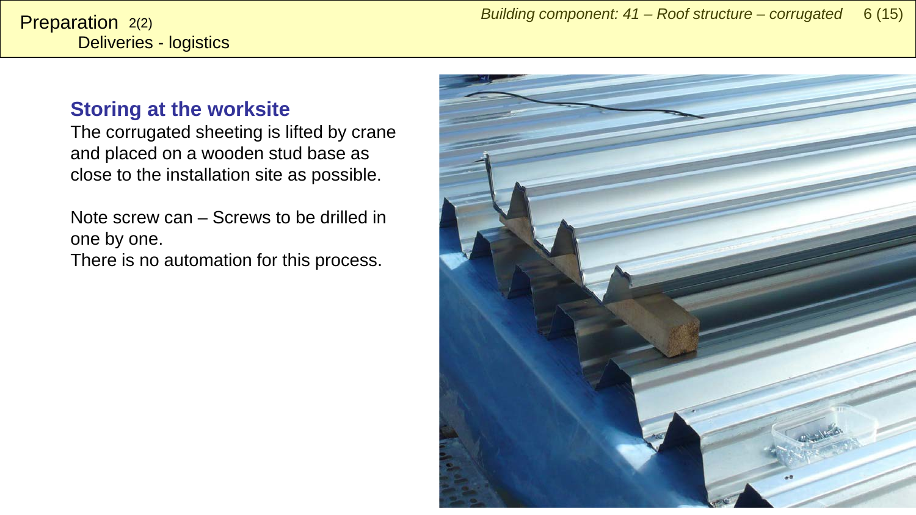# Preparation 2(2)

## Deliveries - logistics

### Storing at the worksite

The corrugated sheeting is lifted by crane and placed on a wooden stud base as close to the installation site as possible.

Note screw can – Screws to be drilled in one by one.
There is no automation for this process.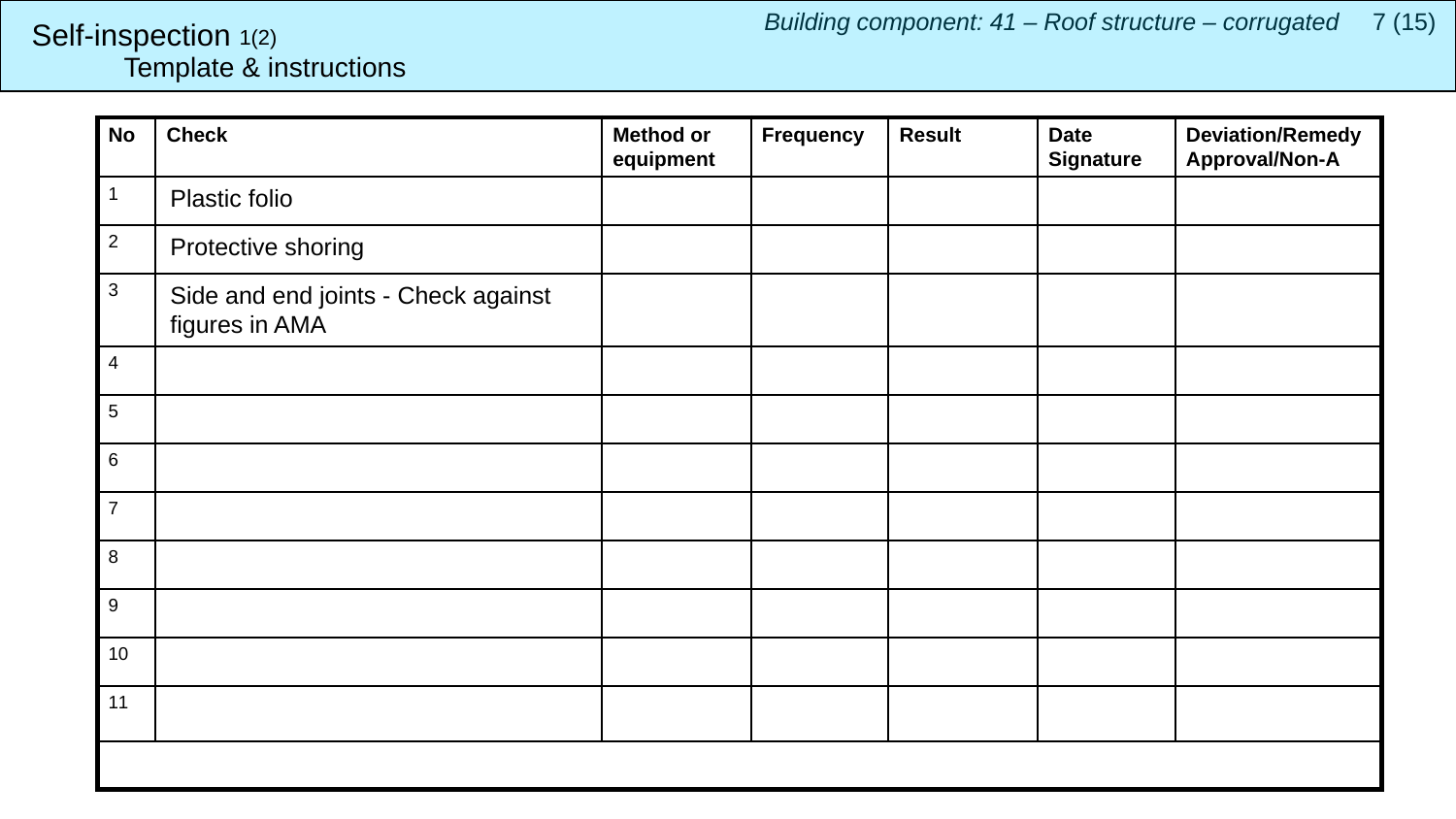# Self-inspection 1(2)

## Template & instructions

*Building component: 41 – Roof structure – corrugated*

| No | Check | Method or equipment | Frequency | Result | Date Signature | Deviation/Remedy Approval/Non-A |
|---|---|---|---|---|---|---|
| 1 | Plastic folio | | | | | |
| 2 | Protective shoring | | | | | |
| 3 | Side and end joints - Check against figures in AMA | | | | | |
| 4 | | | | | | |
| 5 | | | | | | |
| 6 | | | | | | |
| 7 | | | | | | |
| 8 | | | | | | |
| 9 | | | | | | |
| 10 | | | | | | |
| 11 | | | | | | |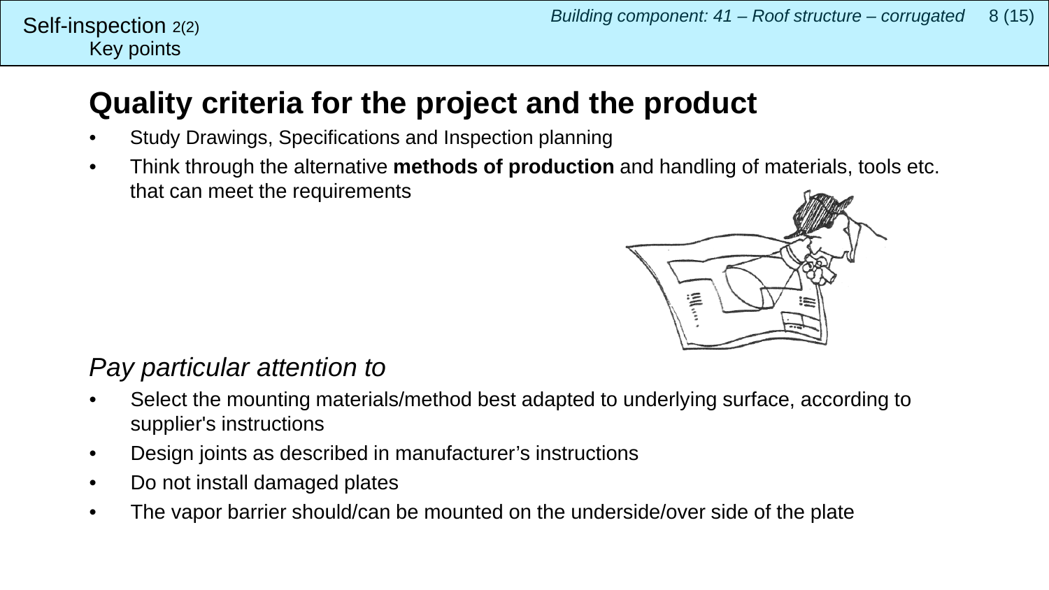Self-inspection 2(2)
Key points

# Quality criteria for the project and the product

- Study Drawings, Specifications and Inspection planning
- Think through the alternative **methods of production** and handling of materials, tools etc. that can meet the requirements

*Pay particular attention to*

- Select the mounting materials/method best adapted to underlying surface, according to supplier's instructions
- Design joints as described in manufacturer's instructions
- Do not install damaged plates
- The vapor barrier should/can be mounted on the underside/over side of the plate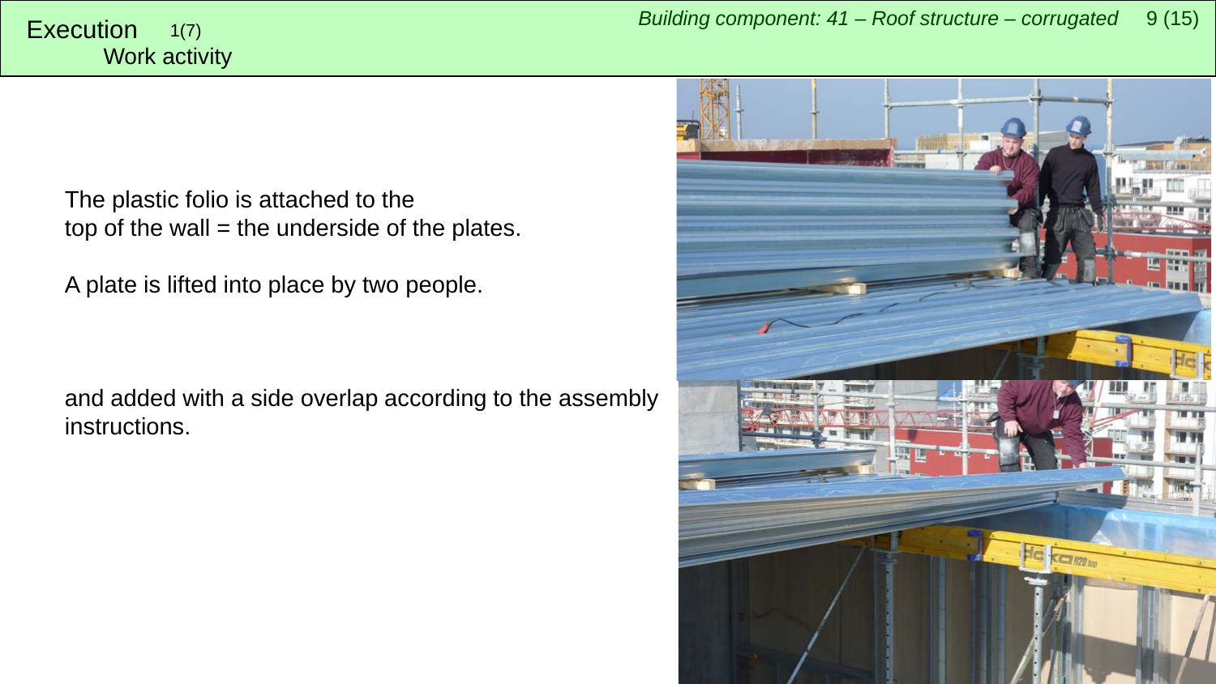# Execution 1(7)

## Work activity

The plastic folio is attached to the top of the wall = the underside of the plates.

A plate is lifted into place by two people.

and added with a side overlap according to the assembly instructions.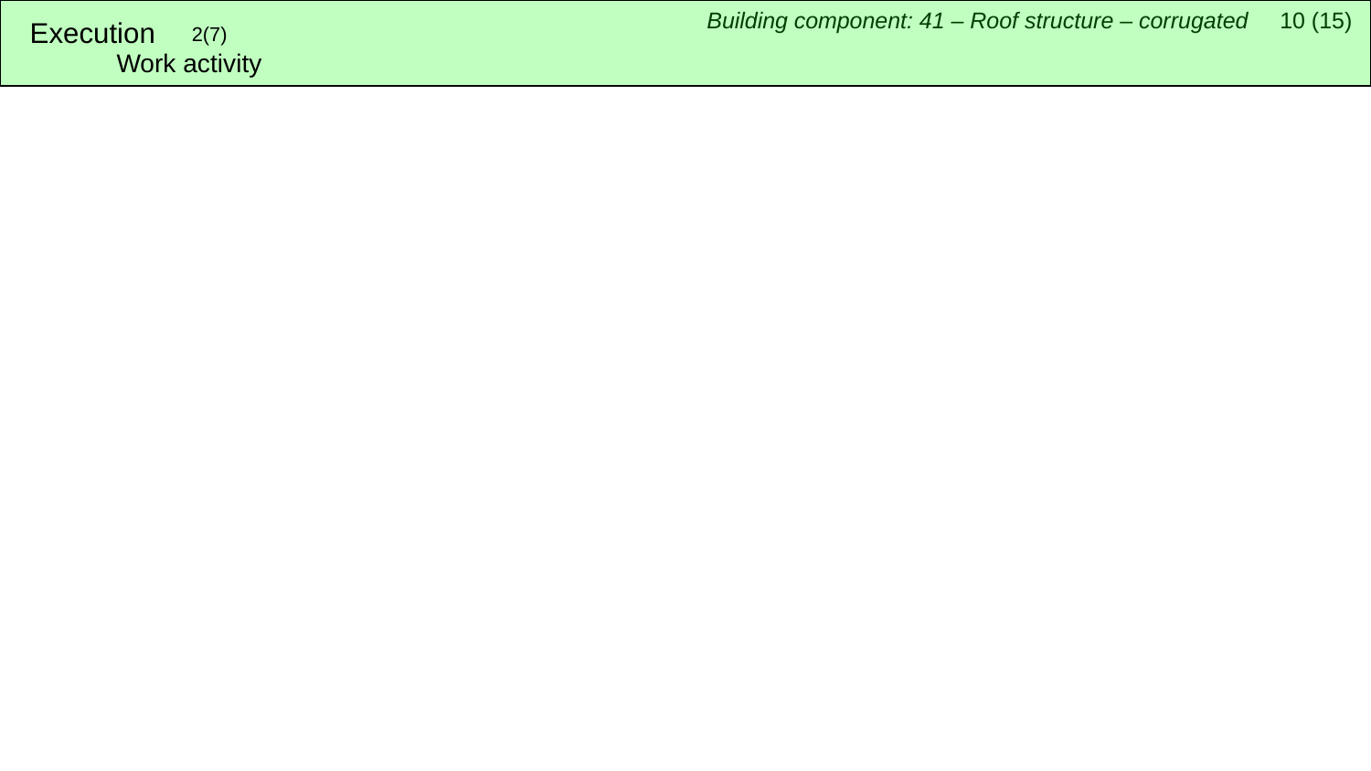# Execution 2(7)

## Work activity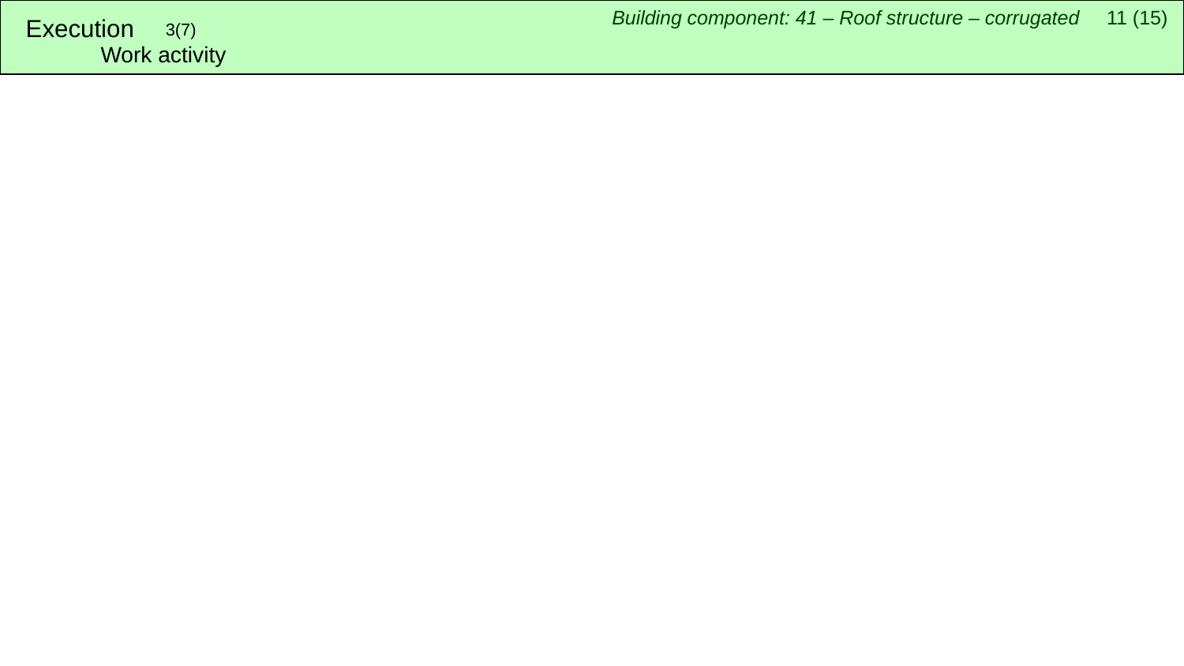# Execution 3(7)

## Work activity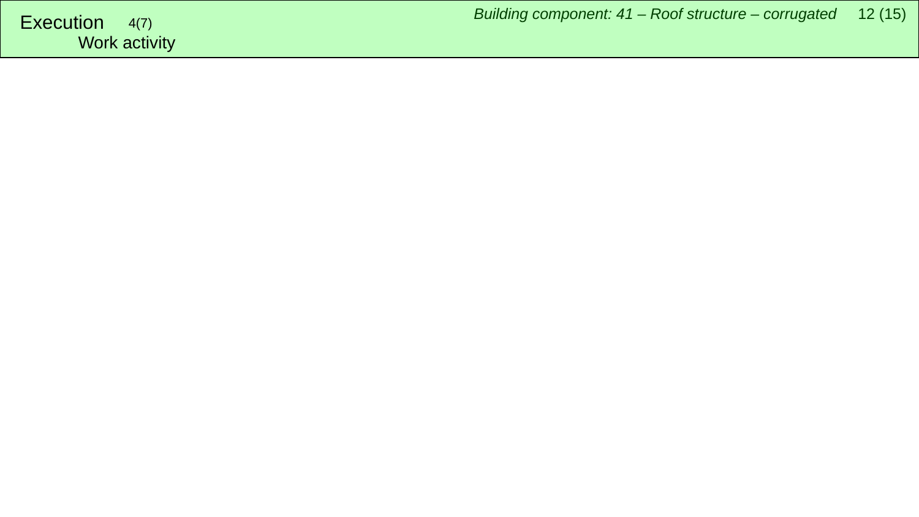# Execution 4(7)

## Work activity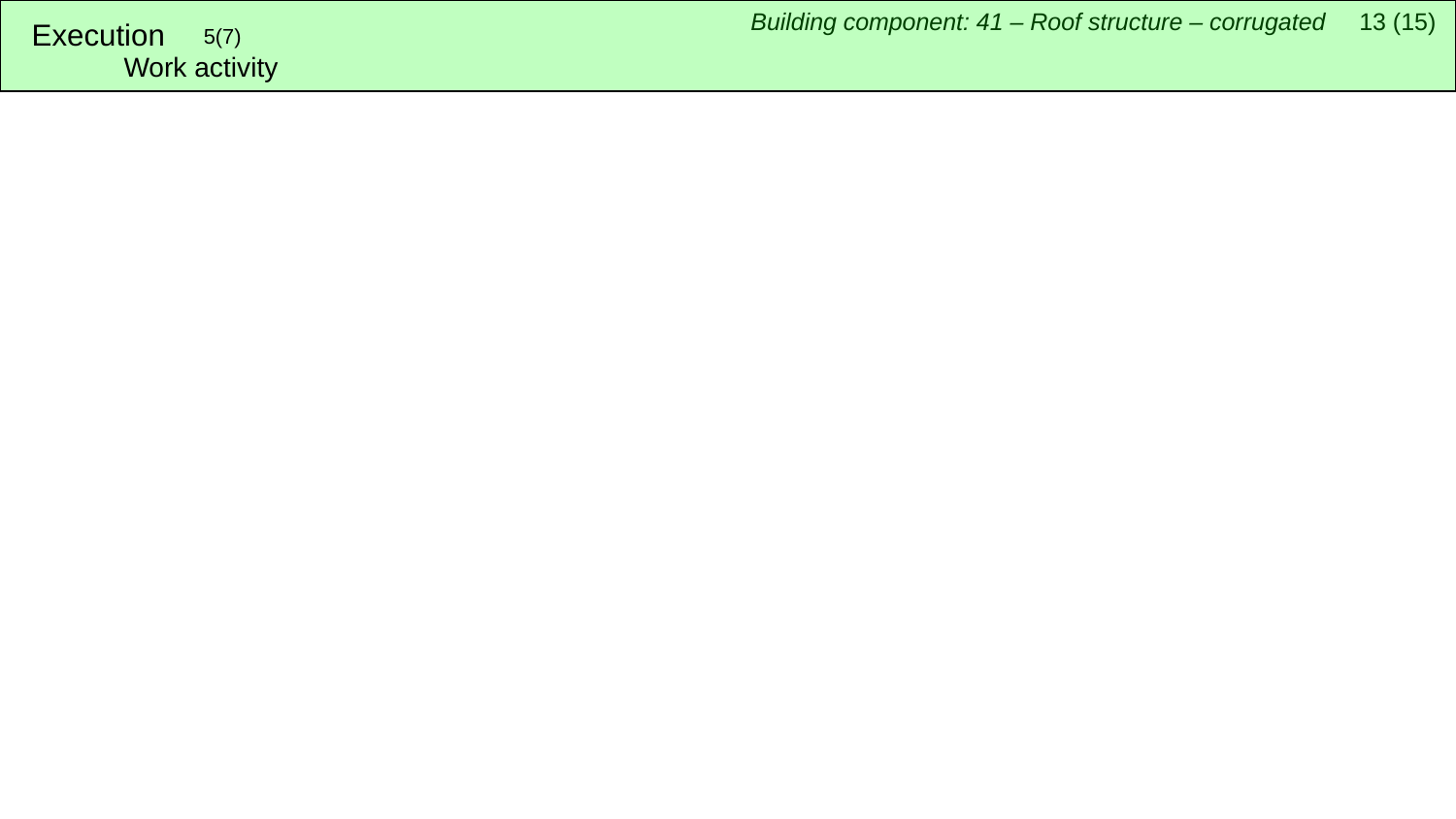# Execution 5(7)

## Work activity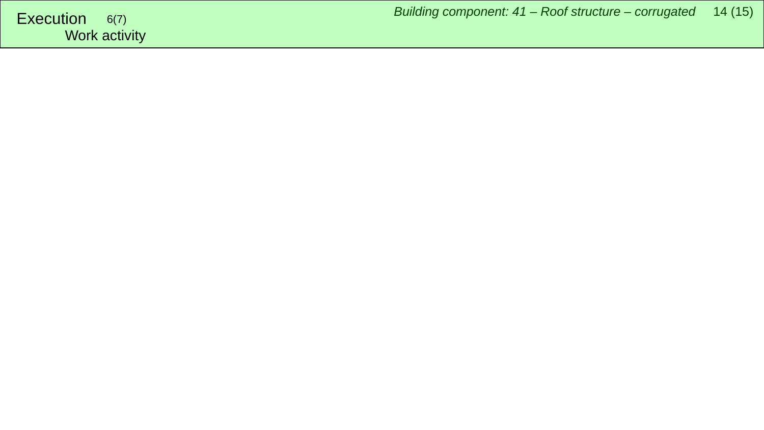# Execution 6(7)

## Work activity